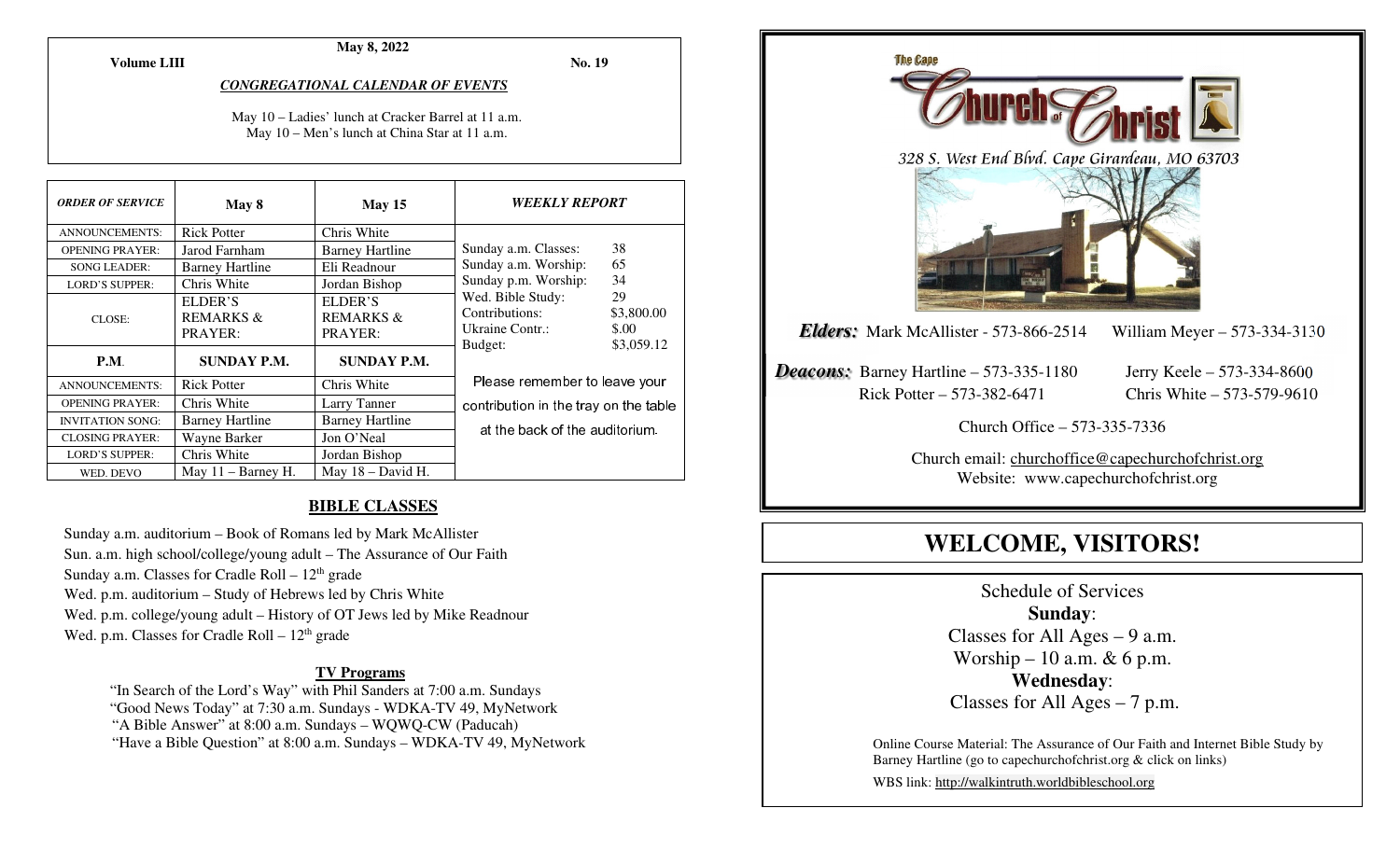May 8, 2022

**Volume LIII** **No. 19**

***CONGREGATIONAL CALENDAR OF EVENTS***

May 10 – Ladies' lunch at Cracker Barrel at 11 a.m.
May 10 – Men's lunch at China Star at 11 a.m.

| *ORDER OF SERVICE* | May 8 | May 15 |
|---|---|---|
| ANNOUNCEMENTS: | Rick Potter | Chris White |
| OPENING PRAYER: | Jarod Farnham | Barney Hartline |
| SONG LEADER: | Barney Hartline | Eli Readnour |
| LORD'S SUPPER: | Chris White | Jordan Bishop |
| CLOSE: | ELDER'S REMARKS & PRAYER: | ELDER'S REMARKS & PRAYER: |
| **P.M.** | **SUNDAY P.M.** | **SUNDAY P.M.** |
| ANNOUNCEMENTS: | Rick Potter | Chris White |
| OPENING PRAYER: | Chris White | Larry Tanner |
| INVITATION SONG: | Barney Hartline | Barney Hartline |
| CLOSING PRAYER: | Wayne Barker | Jon O'Neal |
| LORD'S SUPPER: | Chris White | Jordan Bishop |
| WED. DEVO | May 11 – Barney H. | May 18 – David H. |

***WEEKLY REPORT***

| | |
|---|---|
| Sunday a.m. Classes: | 38 |
| Sunday a.m. Worship: | 65 |
| Sunday p.m. Worship: | 34 |
| Wed. Bible Study: | 29 |
| Contributions: | $3,800.00 |
| Ukraine Contr.: | $.00 |
| Budget: | $3,059.12 |

Please remember to leave your contribution in the tray on the table at the back of the auditorium.

## BIBLE CLASSES

Sunday a.m. auditorium – Book of Romans led by Mark McAllister
Sun. a.m. high school/college/young adult – The Assurance of Our Faith
Sunday a.m. Classes for Cradle Roll – 12th grade
Wed. p.m. auditorium – Study of Hebrews led by Chris White
Wed. p.m. college/young adult – History of OT Jews led by Mike Readnour
Wed. p.m. Classes for Cradle Roll – 12th grade

### TV Programs

"In Search of the Lord's Way" with Phil Sanders at 7:00 a.m. Sundays
"Good News Today" at 7:30 a.m. Sundays - WDKA-TV 49, MyNetwork
"A Bible Answer" at 8:00 a.m. Sundays – WQWQ-CW (Paducah)
"Have a Bible Question" at 8:00 a.m. Sundays – WDKA-TV 49, MyNetwork

---

The Cape Church of Christ

*328 S. West End Blvd. Cape Girardeau, MO 63703*

***Elders:*** Mark McAllister - 573-866-2514 William Meyer – 573-334-3130

***Deacons:*** Barney Hartline – 573-335-1180 Jerry Keele – 573-334-8600
Rick Potter – 573-382-6471 Chris White – 573-579-9610

Church Office – 573-335-7336

Church email: churchoffice@capechurchofchrist.org
Website: www.capechurchofchrist.org

# WELCOME, VISITORS!

Schedule of Services

**Sunday**:
Classes for All Ages – 9 a.m.
Worship – 10 a.m. & 6 p.m.

**Wednesday**:
Classes for All Ages – 7 p.m.

Online Course Material: The Assurance of Our Faith and Internet Bible Study by Barney Hartline (go to capechurchofchrist.org & click on links)

WBS link: http://walkintruth.worldbibleschool.org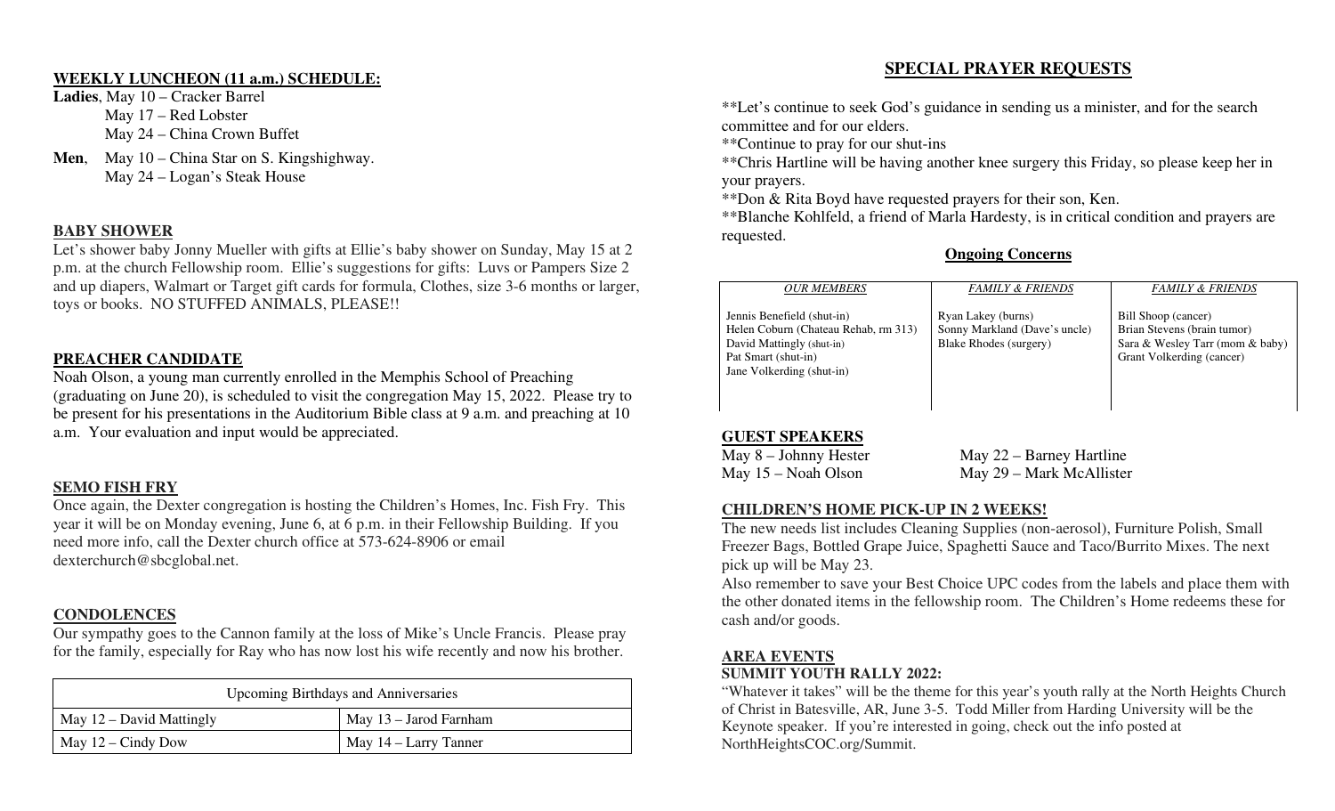**WEEKLY LUNCHEON (11 a.m.) SCHEDULE:**

**Ladies**, May 10 – Cracker Barrel
May 17 – Red Lobster
May 24 – China Crown Buffet

**Men**, May 10 – China Star on S. Kingshighway.
May 24 – Logan's Steak House

**BABY SHOWER**

Let's shower baby Jonny Mueller with gifts at Ellie's baby shower on Sunday, May 15 at 2 p.m. at the church Fellowship room. Ellie's suggestions for gifts: Luvs or Pampers Size 2 and up diapers, Walmart or Target gift cards for formula, Clothes, size 3-6 months or larger, toys or books. NO STUFFED ANIMALS, PLEASE!!

**PREACHER CANDIDATE**

Noah Olson, a young man currently enrolled in the Memphis School of Preaching (graduating on June 20), is scheduled to visit the congregation May 15, 2022. Please try to be present for his presentations in the Auditorium Bible class at 9 a.m. and preaching at 10 a.m. Your evaluation and input would be appreciated.

**SEMO FISH FRY**

Once again, the Dexter congregation is hosting the Children's Homes, Inc. Fish Fry. This year it will be on Monday evening, June 6, at 6 p.m. in their Fellowship Building. If you need more info, call the Dexter church office at 573-624-8906 or email dexterchurch@sbcglobal.net.

**CONDOLENCES**

Our sympathy goes to the Cannon family at the loss of Mike's Uncle Francis. Please pray for the family, especially for Ray who has now lost his wife recently and now his brother.

| Upcoming Birthdays and Anniversaries | |
|---|---|
| May 12 – David Mattingly | May 13 – Jarod Farnham |
| May 12 – Cindy Dow | May 14 – Larry Tanner |

## SPECIAL PRAYER REQUESTS

**Let's continue to seek God's guidance in sending us a minister, and for the search committee and for our elders.
**Continue to pray for our shut-ins
**Chris Hartline will be having another knee surgery this Friday, so please keep her in your prayers.
**Don & Rita Boyd have requested prayers for their son, Ken.
**Blanche Kohlfeld, a friend of Marla Hardesty, is in critical condition and prayers are requested.

**Ongoing Concerns**

| *OUR MEMBERS* | *FAMILY & FRIENDS* | *FAMILY & FRIENDS* |
|---|---|---|
| Jennis Benefield (shut-in)<br>Helen Coburn (Chateau Rehab, rm 313)<br>David Mattingly (shut-in)<br>Pat Smart (shut-in)<br>Jane Volkerding (shut-in) | Ryan Lakey (burns)<br>Sonny Markland (Dave's uncle)<br>Blake Rhodes (surgery) | Bill Shoop (cancer)<br>Brian Stevens (brain tumor)<br>Sara & Wesley Tarr (mom & baby)<br>Grant Volkerding (cancer) |

**GUEST SPEAKERS**

May 8 – Johnny Hester
May 15 – Noah Olson
May 22 – Barney Hartline
May 29 – Mark McAllister

**CHILDREN'S HOME PICK-UP IN 2 WEEKS!**

The new needs list includes Cleaning Supplies (non-aerosol), Furniture Polish, Small Freezer Bags, Bottled Grape Juice, Spaghetti Sauce and Taco/Burrito Mixes. The next pick up will be May 23.

Also remember to save your Best Choice UPC codes from the labels and place them with the other donated items in the fellowship room. The Children's Home redeems these for cash and/or goods.

**AREA EVENTS**

**SUMMIT YOUTH RALLY 2022:**

"Whatever it takes" will be the theme for this year's youth rally at the North Heights Church of Christ in Batesville, AR, June 3-5. Todd Miller from Harding University will be the Keynote speaker. If you're interested in going, check out the info posted at NorthHeightsCOC.org/Summit.